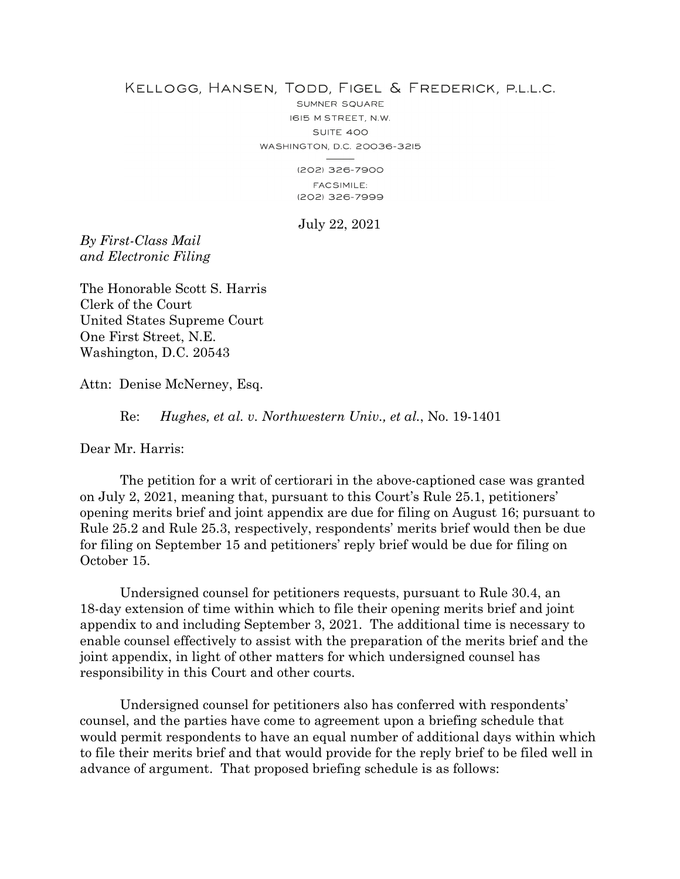KELLOGG, HANSEN, TODD, FIGEL & FREDERICK, P.L.L.C.

SUMNER SQUARE
1615 M STREET, N.W.
SUITE 400
WASHINGTON, D.C. 20036-3215

(202) 326-7900
FACSIMILE:
(202) 326-7999

July 22, 2021

*By First-Class Mail*
*and Electronic Filing*

The Honorable Scott S. Harris
Clerk of the Court
United States Supreme Court
One First Street, N.E.
Washington, D.C. 20543

Attn: Denise McNerney, Esq.

Re: *Hughes, et al. v. Northwestern Univ., et al.*, No. 19-1401

Dear Mr. Harris:

The petition for a writ of certiorari in the above-captioned case was granted on July 2, 2021, meaning that, pursuant to this Court's Rule 25.1, petitioners' opening merits brief and joint appendix are due for filing on August 16; pursuant to Rule 25.2 and Rule 25.3, respectively, respondents' merits brief would then be due for filing on September 15 and petitioners' reply brief would be due for filing on October 15.

Undersigned counsel for petitioners requests, pursuant to Rule 30.4, an 18-day extension of time within which to file their opening merits brief and joint appendix to and including September 3, 2021. The additional time is necessary to enable counsel effectively to assist with the preparation of the merits brief and the joint appendix, in light of other matters for which undersigned counsel has responsibility in this Court and other courts.

Undersigned counsel for petitioners also has conferred with respondents' counsel, and the parties have come to agreement upon a briefing schedule that would permit respondents to have an equal number of additional days within which to file their merits brief and that would provide for the reply brief to be filed well in advance of argument. That proposed briefing schedule is as follows: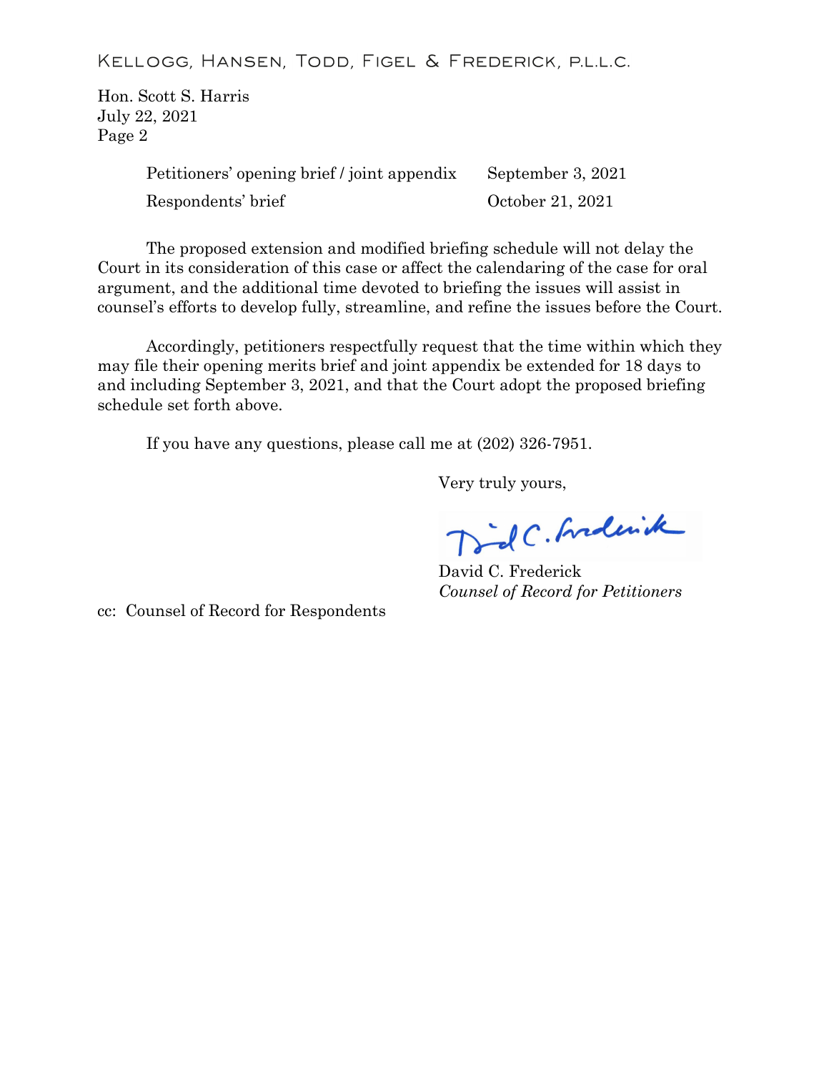| | |
|---|---|
| Petitioners' opening brief / joint appendix | September 3, 2021 |
| Respondents' brief | October 21, 2021 |

The proposed extension and modified briefing schedule will not delay the Court in its consideration of this case or affect the calendaring of the case for oral argument, and the additional time devoted to briefing the issues will assist in counsel's efforts to develop fully, streamline, and refine the issues before the Court.

Accordingly, petitioners respectfully request that the time within which they may file their opening merits brief and joint appendix be extended for 18 days to and including September 3, 2021, and that the Court adopt the proposed briefing schedule set forth above.

If you have any questions, please call me at (202) 326-7951.

Very truly yours,

David C. Frederick
*Counsel of Record for Petitioners*

cc: Counsel of Record for Respondents